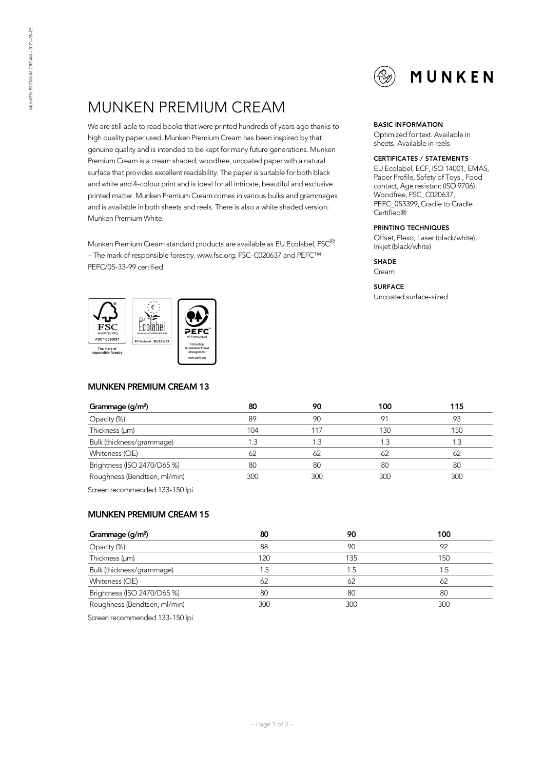# MUNKEN PREMIUM CREAM

We are still able to read books that were printed hundreds of years ago thanks to high quality paper used. Munken Premium Cream has been inspired by that genuine quality and is intended to be kept for many future generations. Munken Premium Cream is a cream shaded, woodfree, uncoated paper with a natural surface that provides excellent readability. The paper is suitable for both black and white and 4-colour print and is ideal for all intricate, beautiful and exclusive printed matter. Munken Premium Cream comes in various bulks and grammages and is available in both sheets and reels. There is also a white shaded version: Munken Premium White.

Munken Premium Cream standard products are available as EU Ecolabel, FSC® – The mark of responsible forestry. www.fsc.org. FSC-C020637 and PEFC™ PEFC/05-33-99 certified.

**BASIC INFORMATION**

Optimized for text. Available in sheets. Available in reels

**CERTIFICATES / STATEMENTS**

EU Ecolabel, ECF, ISO 14001, EMAS, Paper Profile, Safety of Toys , Food contact, Age resistant (ISO 9706), Woodfree, FSC_C020637, PEFC_053399, Cradle to Cradle Certified®

**PRINTING TECHNIQUES**

Offset, Flexo, Laser (black/white), Inkjet (black/white)

**SHADE**

Cream

**SURFACE**

Uncoated surface-sized

## MUNKEN PREMIUM CREAM 13

| Grammage (g/m²) | 80 | 90 | 100 | 115 |
|---|---|---|---|---|
| Opacity (%) | 89 | 90 | 91 | 93 |
| Thickness (µm) | 104 | 117 | 130 | 150 |
| Bulk (thickness/grammage) | 1.3 | 1.3 | 1.3 | 1.3 |
| Whiteness (CIE) | 62 | 62 | 62 | 62 |
| Brightness (ISO 2470/D65 %) | 80 | 80 | 80 | 80 |
| Roughness (Bendtsen, ml/min) | 300 | 300 | 300 | 300 |

Screen recommended 133-150 lpi

## MUNKEN PREMIUM CREAM 15

| Grammage (g/m²) | 80 | 90 | 100 |
|---|---|---|---|
| Opacity (%) | 88 | 90 | 92 |
| Thickness (µm) | 120 | 135 | 150 |
| Bulk (thickness/grammage) | 1.5 | 1.5 | 1.5 |
| Whiteness (CIE) | 62 | 62 | 62 |
| Brightness (ISO 2470/D65 %) | 80 | 80 | 80 |
| Roughness (Bendtsen, ml/min) | 300 | 300 | 300 |

Screen recommended 133-150 lpi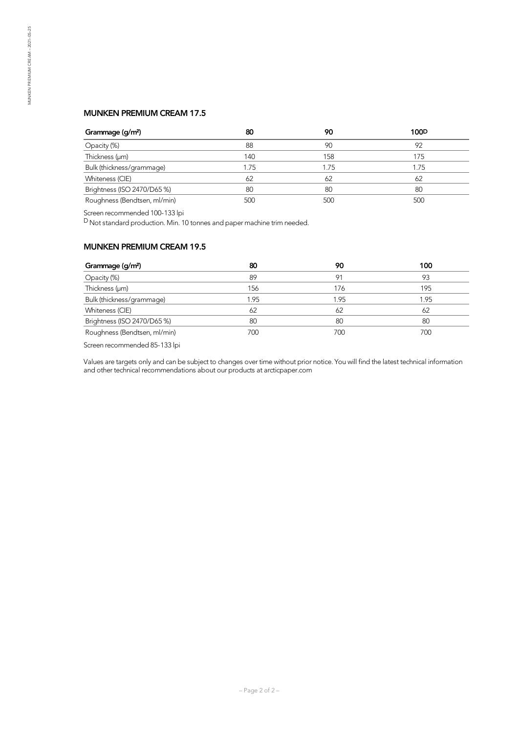## MUNKEN PREMIUM CREAM 17.5

| Grammage (g/m²) | 80 | 90 | 100D |
|---|---|---|---|
| Opacity (%) | 88 | 90 | 92 |
| Thickness (µm) | 140 | 158 | 175 |
| Bulk (thickness/grammage) | 1.75 | 1.75 | 1.75 |
| Whiteness (CIE) | 62 | 62 | 62 |
| Brightness (ISO 2470/D65 %) | 80 | 80 | 80 |
| Roughness (Bendtsen, ml/min) | 500 | 500 | 500 |

Screen recommended 100-133 lpi

D Not standard production. Min. 10 tonnes and paper machine trim needed.

## MUNKEN PREMIUM CREAM 19.5

| Grammage (g/m²) | 80 | 90 | 100 |
|---|---|---|---|
| Opacity (%) | 89 | 91 | 93 |
| Thickness (µm) | 156 | 176 | 195 |
| Bulk (thickness/grammage) | 1.95 | 1.95 | 1.95 |
| Whiteness (CIE) | 62 | 62 | 62 |
| Brightness (ISO 2470/D65 %) | 80 | 80 | 80 |
| Roughness (Bendtsen, ml/min) | 700 | 700 | 700 |

Screen recommended 85-133 lpi

Values are targets only and can be subject to changes over time without prior notice. You will find the latest technical information and other technical recommendations about our products at arcticpaper.com